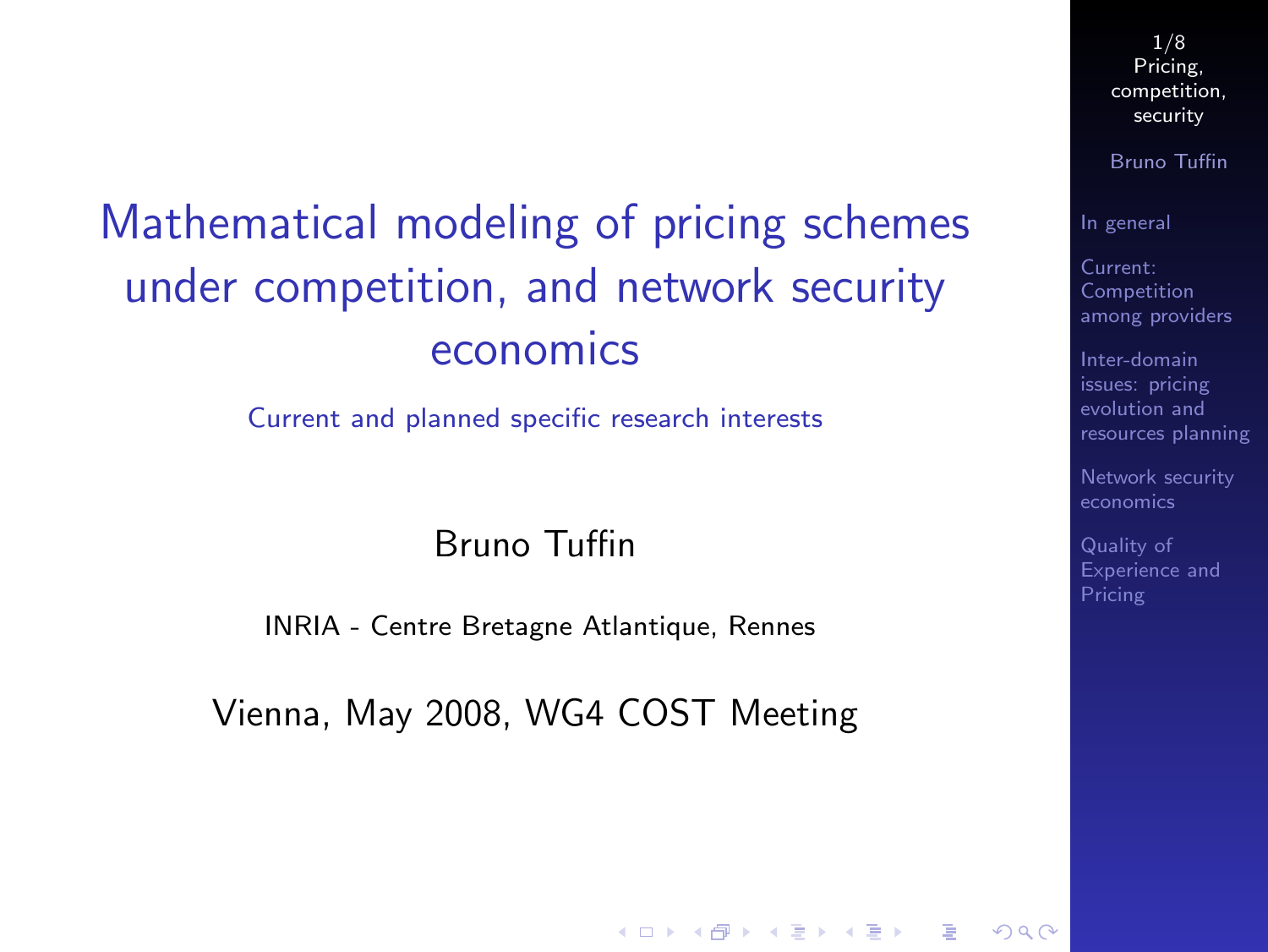# Mathematical modeling of pricing schemes under competition, and network security economics

Current and planned specific research interests

Bruno Tuffin

INRIA - Centre Bretagne Atlantique, Rennes

Vienna, May 2008, WG4 COST Meeting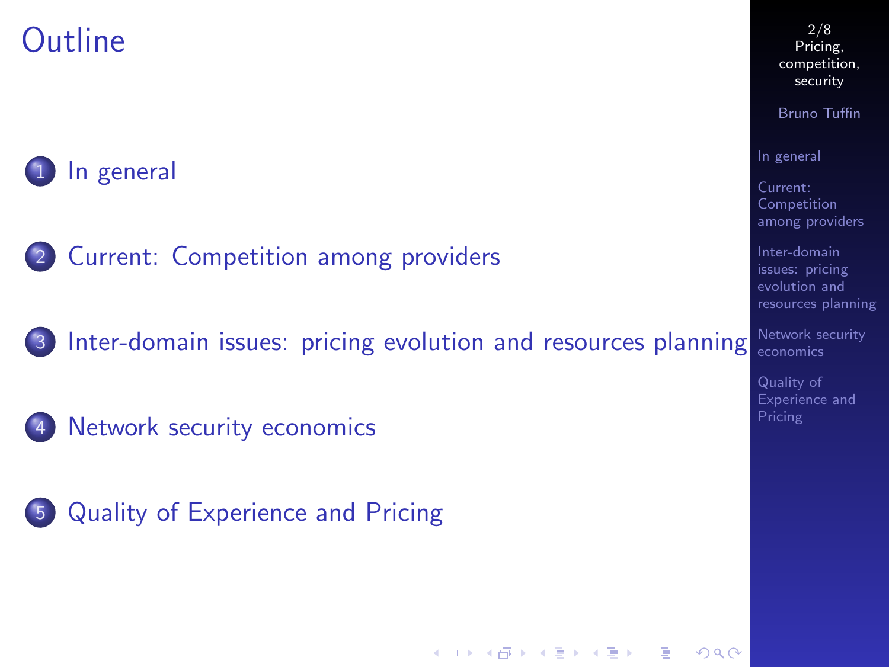# Outline

1. In general
2. Current: Competition among providers
3. Inter-domain issues: pricing evolution and resources planning
4. Network security economics
5. Quality of Experience and Pricing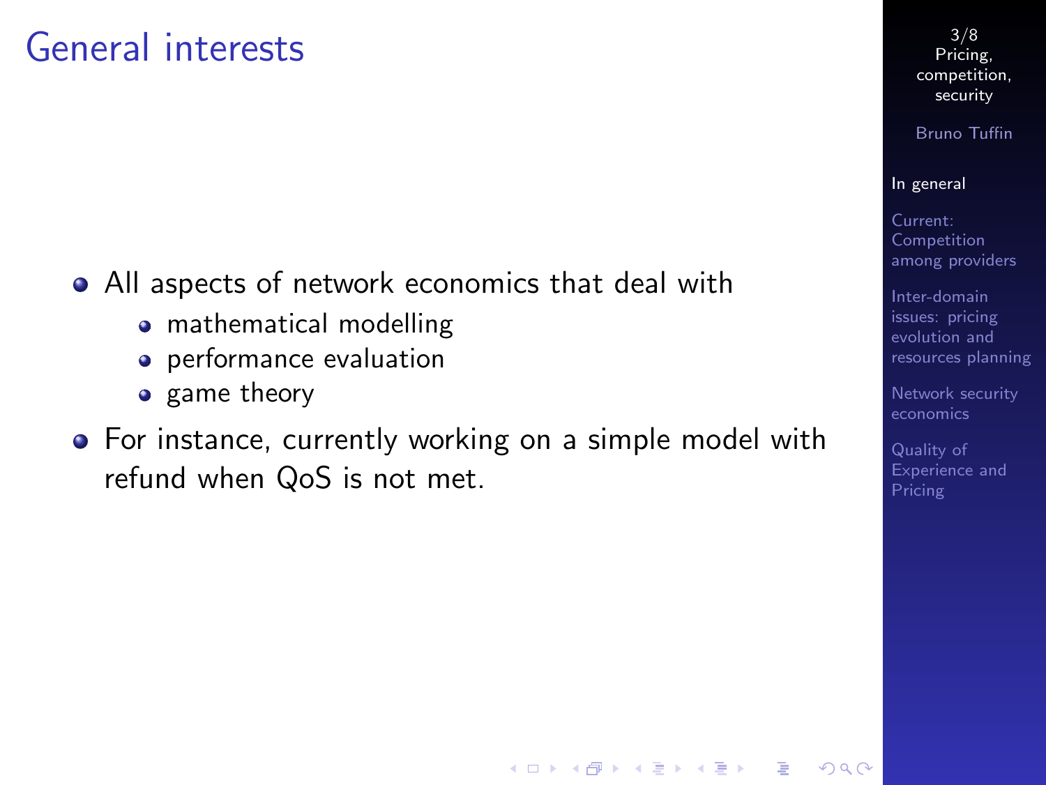# General interests

- All aspects of network economics that deal with
  - mathematical modelling
  - performance evaluation
  - game theory
- For instance, currently working on a simple model with refund when QoS is not met.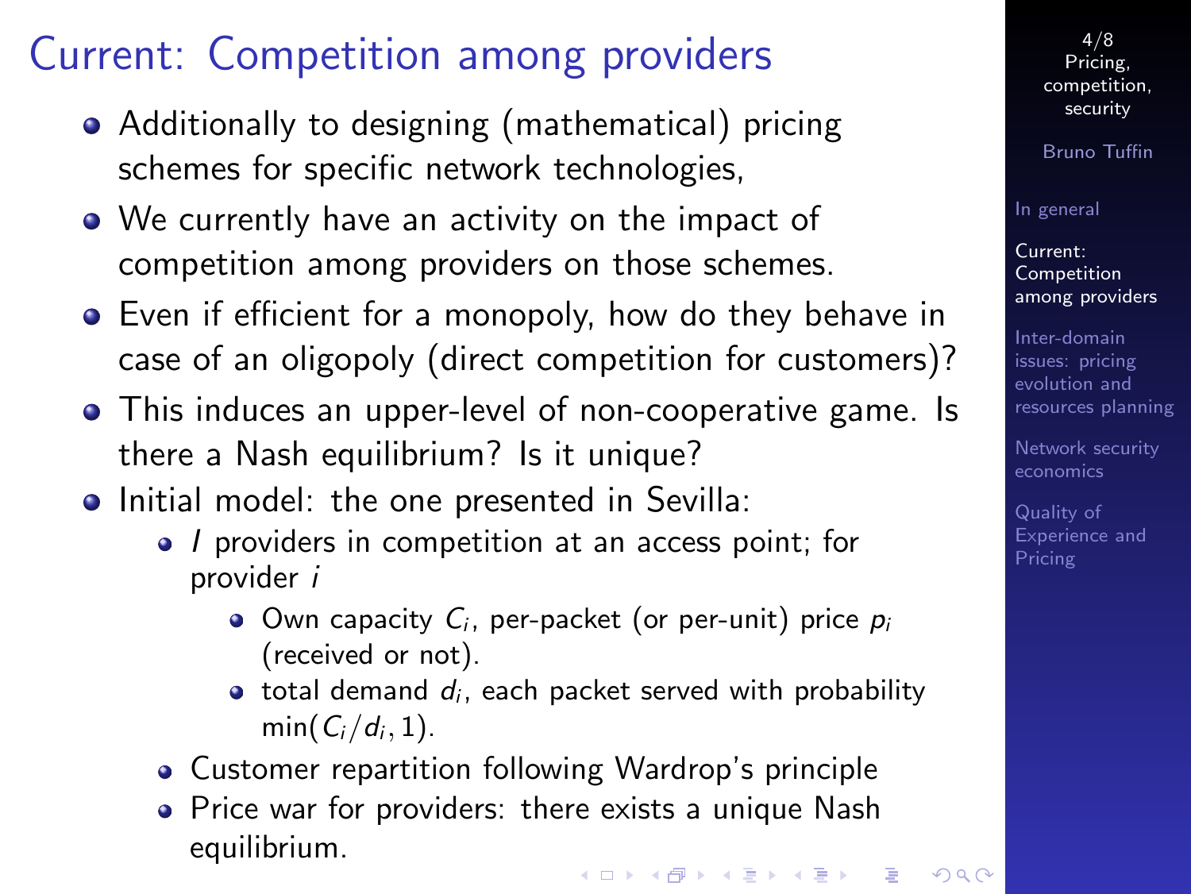# Current: Competition among providers

- Additionally to designing (mathematical) pricing schemes for specific network technologies,
- We currently have an activity on the impact of competition among providers on those schemes.
- Even if efficient for a monopoly, how do they behave in case of an oligopoly (direct competition for customers)?
- This induces an upper-level of non-cooperative game. Is there a Nash equilibrium? Is it unique?
- Initial model: the one presented in Sevilla:
  - $I$ providers in competition at an access point; for provider $i$
    - Own capacity $C_i$, per-packet (or per-unit) price $p_i$ (received or not).
    - total demand $d_i$, each packet served with probability $\min(C_i/d_i, 1)$.
  - Customer repartition following Wardrop's principle
  - Price war for providers: there exists a unique Nash equilibrium.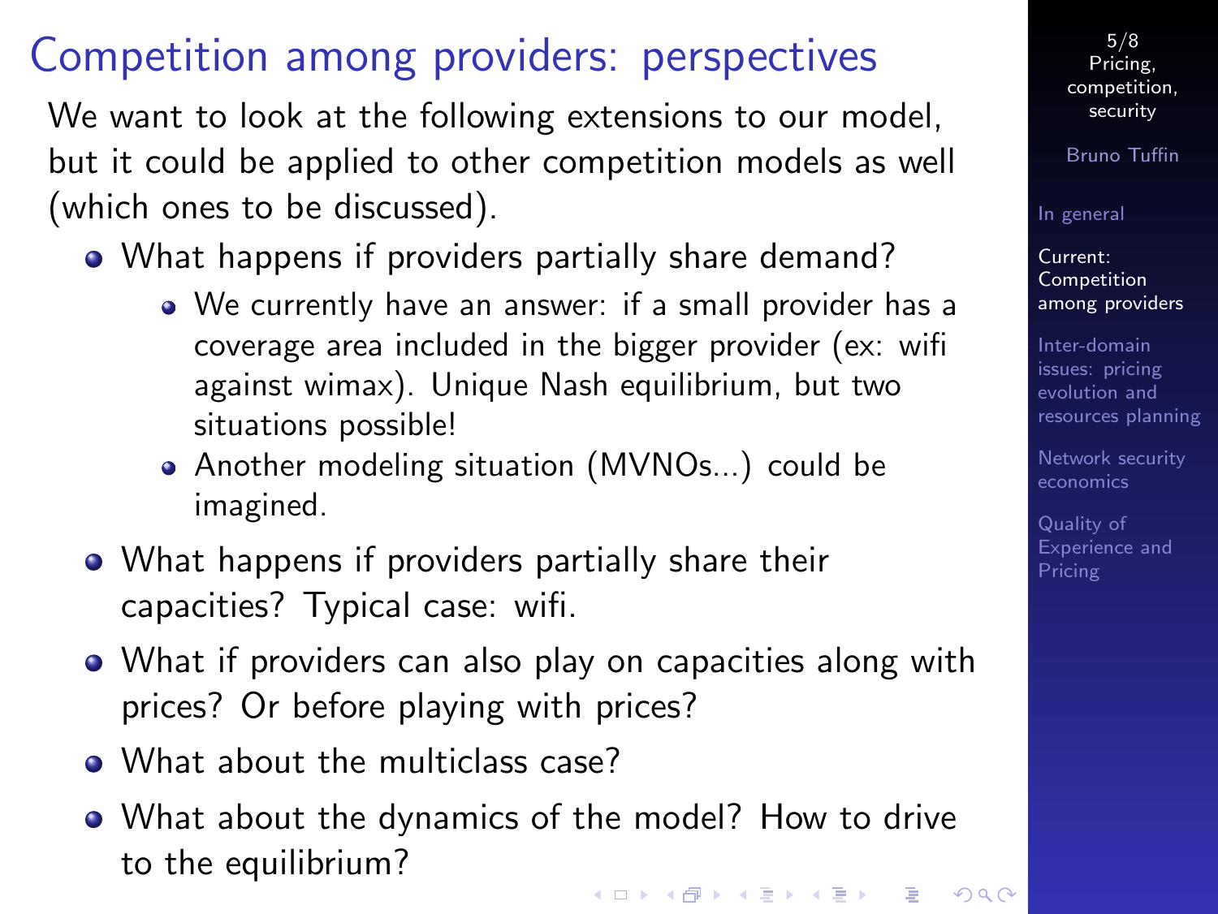# Competition among providers: perspectives

We want to look at the following extensions to our model, but it could be applied to other competition models as well (which ones to be discussed).

- What happens if providers partially share demand?
  - We currently have an answer: if a small provider has a coverage area included in the bigger provider (ex: wifi against wimax). Unique Nash equilibrium, but two situations possible!
  - Another modeling situation (MVNOs...) could be imagined.
- What happens if providers partially share their capacities? Typical case: wifi.
- What if providers can also play on capacities along with prices? Or before playing with prices?
- What about the multiclass case?
- What about the dynamics of the model? How to drive to the equilibrium?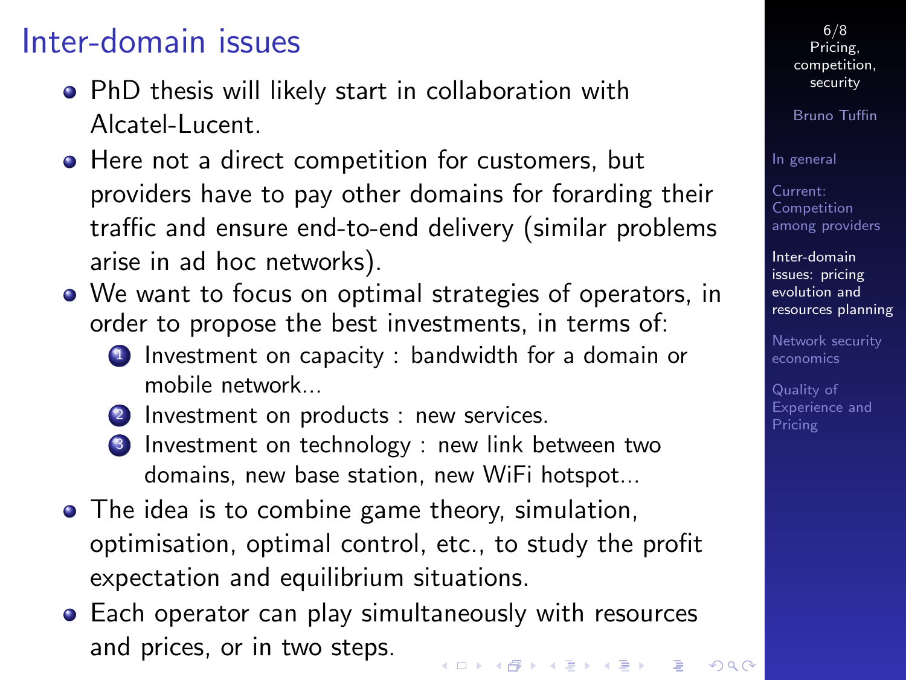# Inter-domain issues

- PhD thesis will likely start in collaboration with Alcatel-Lucent.
- Here not a direct competition for customers, but providers have to pay other domains for forarding their traffic and ensure end-to-end delivery (similar problems arise in ad hoc networks).
- We want to focus on optimal strategies of operators, in order to propose the best investments, in terms of:
  1. Investment on capacity : bandwidth for a domain or mobile network...
  2. Investment on products : new services.
  3. Investment on technology : new link between two domains, new base station, new WiFi hotspot...
- The idea is to combine game theory, simulation, optimisation, optimal control, etc., to study the profit expectation and equilibrium situations.
- Each operator can play simultaneously with resources and prices, or in two steps.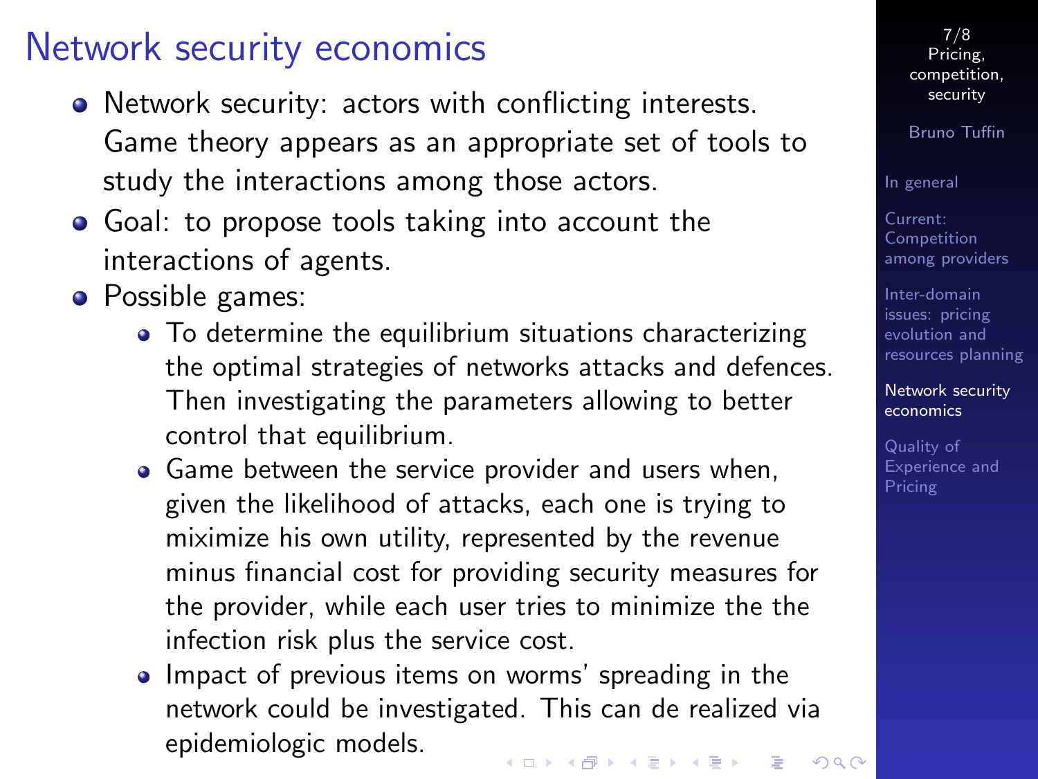# Network security economics

- Network security: actors with conflicting interests. Game theory appears as an appropriate set of tools to study the interactions among those actors.
- Goal: to propose tools taking into account the interactions of agents.
- Possible games:
  - To determine the equilibrium situations characterizing the optimal strategies of networks attacks and defences. Then investigating the parameters allowing to better control that equilibrium.
  - Game between the service provider and users when, given the likelihood of attacks, each one is trying to miximize his own utility, represented by the revenue minus financial cost for providing security measures for the provider, while each user tries to minimize the the infection risk plus the service cost.
  - Impact of previous items on worms' spreading in the network could be investigated. This can de realized via epidemiologic models.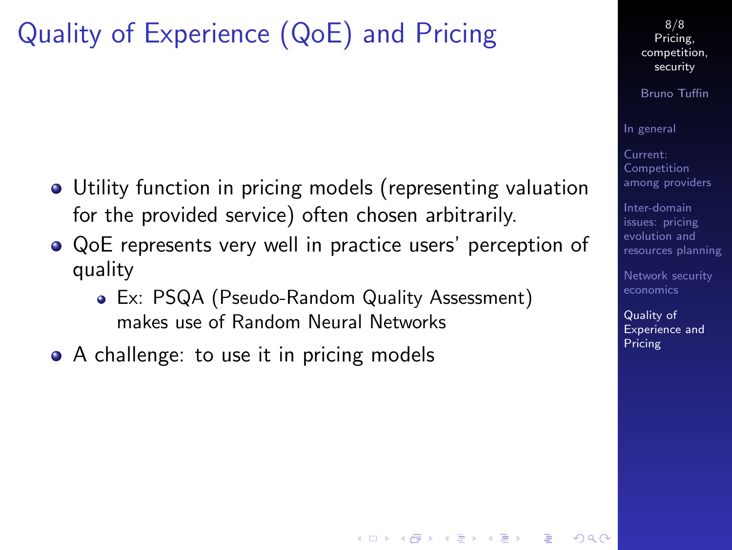# Quality of Experience (QoE) and Pricing

- Utility function in pricing models (representing valuation for the provided service) often chosen arbitrarily.
- QoE represents very well in practice users' perception of quality
  - Ex: PSQA (Pseudo-Random Quality Assessment) makes use of Random Neural Networks
- A challenge: to use it in pricing models